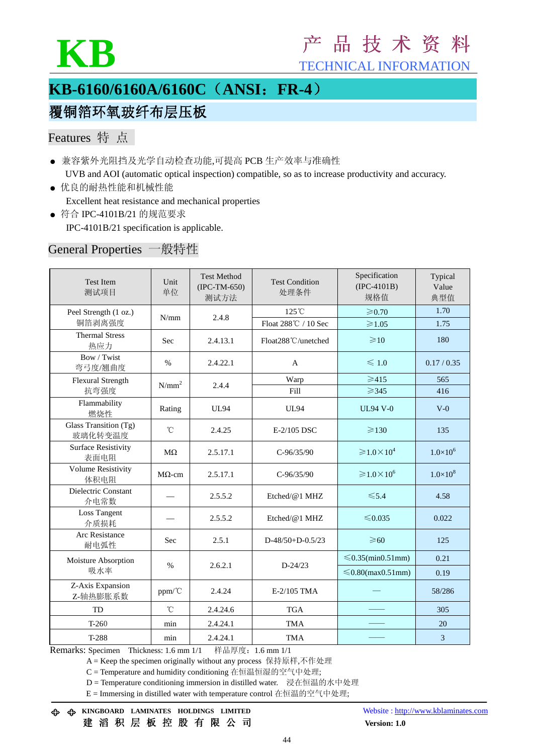# KB

产 品 技 术 资 料
TECHNICAL INFORMATION

## KB-6160/6160A/6160C（ANSI：FR-4）

## 覆铜箔环氧玻纤布层压板

### Features 特 点

- 兼容紫外光阻挡及光学自动检查功能,可提高 PCB 生产效率与准确性
  UVB and AOI (automatic optical inspection) compatible, so as to increase productivity and accuracy.
- 优良的耐热性能和机械性能
  Excellent heat resistance and mechanical properties
- 符合 IPC-4101B/21 的规范要求
  IPC-4101B/21 specification is applicable.

### General Properties 一般特性

| Test Item 测试项目 | Unit 单位 | Test Method (IPC-TM-650) 测试方法 | Test Condition 处理条件 | Specification (IPC-4101B) 规格值 | Typical Value 典型值 |
|---|---|---|---|---|---|
| Peel Strength (1 oz.) 铜箔剥离强度 | N/mm | 2.4.8 | 125℃ | ≥0.70 | 1.70 |
| | | | Float 288℃ / 10 Sec | ≥1.05 | 1.75 |
| Thermal Stress 热应力 | Sec | 2.4.13.1 | Float288℃/unetched | ≥10 | 180 |
| Bow / Twist 弯弓度/翘曲度 | % | 2.4.22.1 | A | ≤ 1.0 | 0.17 / 0.35 |
| Flexural Strength 抗弯强度 | $N/mm^2$ | 2.4.4 | Warp | ≥415 | 565 |
| | | | Fill | ≥345 | 416 |
| Flammability 燃烧性 | Rating | UL94 | UL94 | UL94 V-0 | V-0 |
| Glass Transition (Tg) 玻璃化转变温度 | ℃ | 2.4.25 | E-2/105 DSC | ≥130 | 135 |
| Surface Resistivity 表面电阻 | MΩ | 2.5.17.1 | C-96/35/90 | $\geq 1.0\times10^4$ | $1.0\times10^6$ |
| Volume Resistivity 体积电阻 | MΩ-cm | 2.5.17.1 | C-96/35/90 | $\geq 1.0\times10^6$ | $1.0\times10^8$ |
| Dielectric Constant 介电常数 | — | 2.5.5.2 | Etched/@1 MHZ | ≤5.4 | 4.58 |
| Loss Tangent 介质损耗 | — | 2.5.5.2 | Etched/@1 MHZ | ≤0.035 | 0.022 |
| Arc Resistance 耐电弧性 | Sec | 2.5.1 | D-48/50+D-0.5/23 | ≥60 | 125 |
| Moisture Absorption 吸水率 | % | 2.6.2.1 | D-24/23 | ≤0.35(min0.51mm) | 0.21 |
| | | | | ≤0.80(max0.51mm) | 0.19 |
| Z-Axis Expansion Z-轴热膨胀系数 | ppm/℃ | 2.4.24 | E-2/105 TMA | — | 58/286 |
| TD | ℃ | 2.4.24.6 | TGA | —— | 305 |
| T-260 | min | 2.4.24.1 | TMA | —— | 20 |
| T-288 | min | 2.4.24.1 | TMA | —— | 3 |

Remarks: Specimen Thickness: 1.6 mm 1/1 样品厚度：1.6 mm 1/1

A = Keep the specimen originally without any process 保持原样,不作处理
C = Temperature and humidity conditioning 在恒温恒湿的空气中处理;
D = Temperature conditioning immersion in distilled water. 浸在恒温的水中处理
E = Immersing in distilled water with temperature control 在恒温的空气中处理;

KINGBOARD LAMINATES HOLDINGS LIMITED
建 滔 积 层 板 控 股 有 限 公 司

Website : http://www.kblaminates.com
Version: 1.0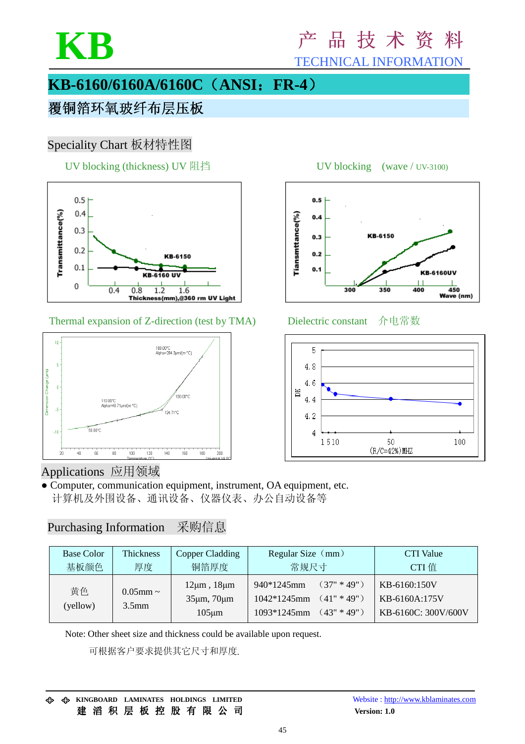# KB-6160/6160A/6160C（ANSI：FR-4）

## 覆铜箔环氧玻纤布层压板

### Speciality Chart 板材特性图

UV blocking (thickness) UV 阻挡

Transmittance(%)
0.5
0.4
0.3
0.2
0.1
0
KB-6150
KB-6160 UV
0.4 0.8 1.2 1.6
Thickness(mm),@360 rm UV Light

UV blocking (wave / UV-3100)

Tiansmittance(%)
0.5
0.4
0.3
0.2
0.1
KB-6150
KB-6160UV
300 350 400 450
Wave (nm)

Thermal expansion of Z-direction (test by TMA)

180.00°C
Alpha=284.3μm/(m·°C)
150.00°C
110.00°C
Alpha=48.71μm/(m·°C)
134.71°C
50.00°C
Dimension Change (μm)
10
5
0
-5
-10
20 40 60 80 100 120 140 160 180 200
Temperature (°C)

Dielectric constant 介电常数

DK
5
4.8
4.6
4.4
4.2
4
1 5 10 50 100
(R/C=42%)MHZ

### Applications 应用领域

- Computer, communication equipment, instrument, OA equipment, etc.
  计算机及外围设备、通讯设备、仪器仪表、办公自动设备等

### Purchasing Information 采购信息

| Base Color 基板颜色 | Thickness 厚度 | Copper Cladding 铜箔厚度 | Regular Size（mm）常规尺寸 | CTI Value CTI 值 |
|---|---|---|---|---|
| 黄色 (yellow) | 0.05mm ~ 3.5mm | 12μm , 18μm<br>35μm, 70μm<br>105μm | 940*1245mm （37" * 49"）<br>1042*1245mm （41" * 49"）<br>1093*1245mm （43" * 49"） | KB-6160:150V<br>KB-6160A:175V<br>KB-6160C: 300V/600V |

Note: Other sheet size and thickness could be available upon request.

可根据客户要求提供其它尺寸和厚度.